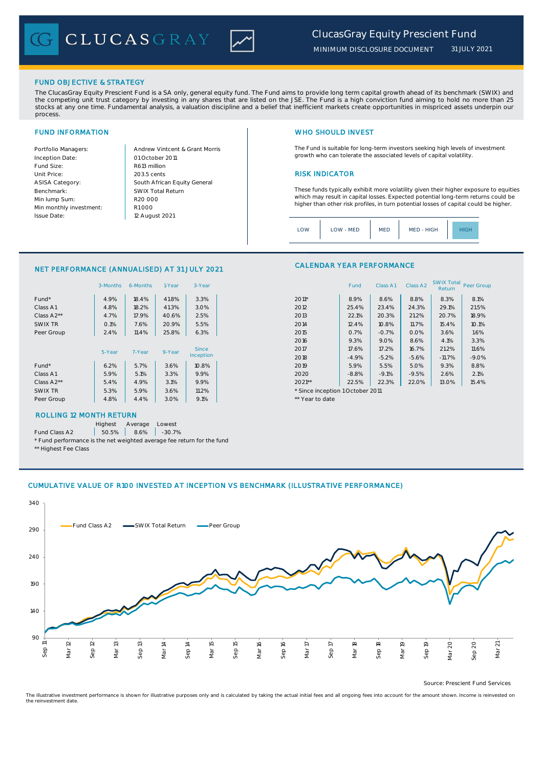# ClucasGray Equity Prescient Fund

MINIMUM DISCLOSURE DOCUMENT 31 JULY 2021

## FUND OBJECTIVE & STRATEGY

The ClucasGray Equity Prescient Fund is a SA only, general equity fund. The Fund aims to provide long term capital growth ahead of its benchmark (SWIX) and the competing unit trust category by investing in any shares that are listed on the JSE. The Fund is a high conviction fund aiming to hold no more than 25 stocks at any one time. Fundamental analysis, a valuation discipline and a belief that inefficient markets create opportunities in mispriced assets underpin our process.

## FUND INFORMATION

| | |
|---|---|
| Portfolio Managers: | Andrew Vintcent & Grant Morris |
| Inception Date: | 01 October 2011 |
| Fund Size: | R613 million |
| Unit Price: | 203.5 cents |
| ASISA Category: | South African Equity General |
| Benchmark: | SWIX Total Return |
| Min lump Sum: | R20 000 |
| Min monthly investment: | R1 000 |
| Issue Date: | 12 August 2021 |

## WHO SHOULD INVEST

The Fund is suitable for long-term investors seeking high levels of investment growth who can tolerate the associated levels of capital volatility.

## RISK INDICATOR

These funds typically exhibit more volatility given their higher exposure to equities which may result in capital losses. Expected potential long-term returns could be higher than other risk profiles, in turn potential losses of capital could be higher.

LOW | LOW - MED | MED | MED - HIGH | **HIGH**

## NET PERFORMANCE (ANNUALISED) AT 31 JULY 2021

| | 3-Months | 6-Months | 1-Year | 3-Year |
|---|---|---|---|---|
| Fund* | 4.9% | 18.4% | 41.8% | 3.3% |
| Class A1 | 4.8% | 18.2% | 41.3% | 3.0% |
| Class A2** | 4.7% | 17.9% | 40.6% | 2.5% |
| SWIX TR | 0.1% | 7.6% | 20.9% | 5.5% |
| Peer Group | 2.4% | 11.4% | 25.8% | 6.3% |

| | 5-Year | 7-Year | 9-Year | Since Inception |
|---|---|---|---|---|
| Fund* | 6.2% | 5.7% | 3.6% | 10.8% |
| Class A1 | 5.9% | 5.1% | 3.3% | 9.9% |
| Class A2** | 5.4% | 4.9% | 3.1% | 9.9% |
| SWIX TR | 5.3% | 5.9% | 3.6% | 11.2% |
| Peer Group | 4.8% | 4.4% | 3.0% | 9.1% |

## CALENDAR YEAR PERFORMANCE

| | Fund | Class A1 | Class A2 | SWIX Total Return | Peer Group |
|---|---|---|---|---|---|
| 2011* | 8.9% | 8.6% | 8.8% | 8.3% | 8.1% |
| 2012 | 25.4% | 23.4% | 24.3% | 29.1% | 21.5% |
| 2013 | 22.1% | 20.3% | 21.2% | 20.7% | 18.9% |
| 2014 | 12.4% | 10.8% | 11.7% | 15.4% | 10.1% |
| 2015 | 0.7% | -0.7% | 0.0% | 3.6% | 1.6% |
| 2016 | 9.3% | 9.0% | 8.6% | 4.1% | 3.3% |
| 2017 | 17.6% | 17.2% | 16.7% | 21.2% | 11.6% |
| 2018 | -4.9% | -5.2% | -5.6% | -11.7% | -9.0% |
| 2019 | 5.9% | 5.5% | 5.0% | 9.3% | 8.8% |
| 2020 | -8.8% | -9.1% | -9.5% | 2.6% | 2.1% |
| 2021** | 22.5% | 22.3% | 22.0% | 13.0% | 15.4% |

* Since inception 1 October 2011

** Year to date

## ROLLING 12 MONTH RETURN

| | Highest | Average | Lowest |
|---|---|---|---|
| Fund Class A2 | 50.5% | 8.6% | -30.7% |

* Fund performance is the net weighted average fee return for the fund

** Highest Fee Class

## CUMULATIVE VALUE OF R100 INVESTED AT INCEPTION VS BENCHMARK (ILLUSTRATIVE PERFORMANCE)

Source: Prescient Fund Services

The illustrative investment performance is shown for illustrative purposes only and is calculated by taking the actual initial fees and all ongoing fees into account for the amount shown. Income is reinvested on the reinvestment date.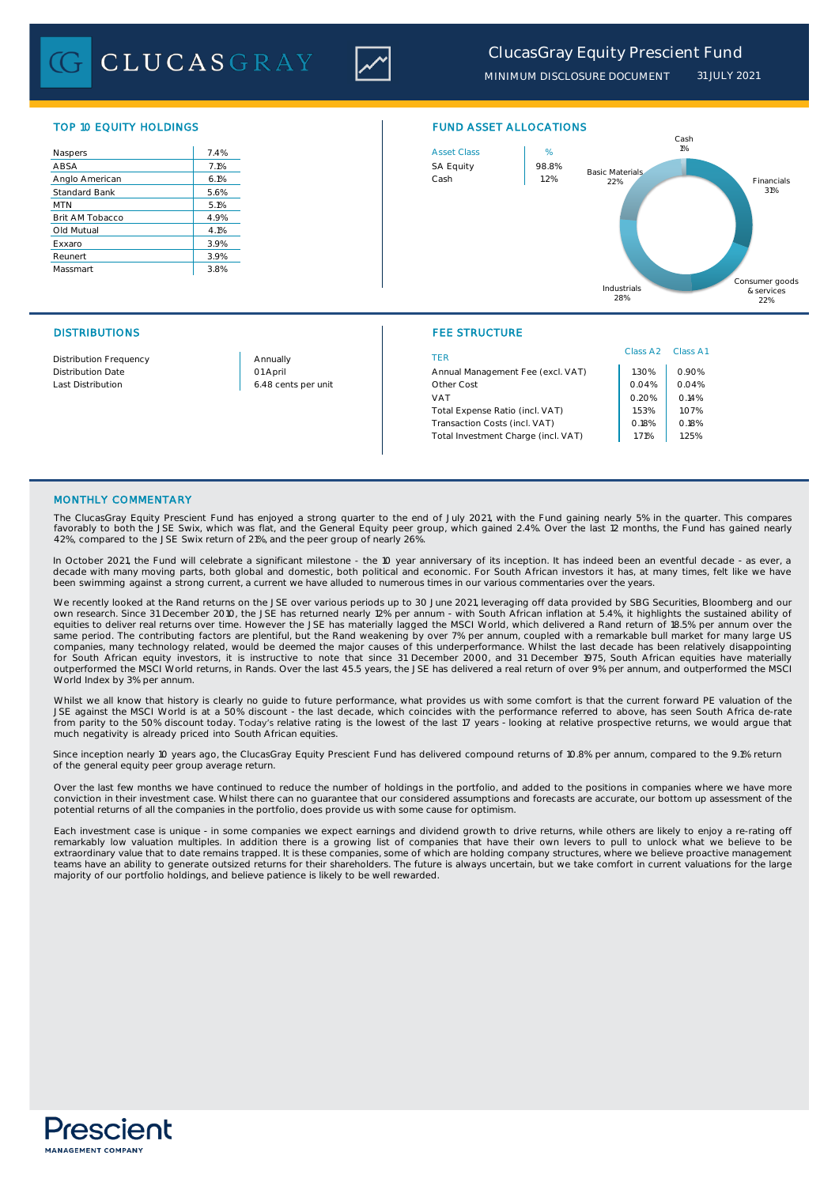# ClucasGray Equity Prescient Fund

MINIMUM DISCLOSURE DOCUMENT 31 JULY 2021

## TOP 10 EQUITY HOLDINGS

| Holding | % |
|---|---|
| Naspers | 7.4% |
| ABSA | 7.1% |
| Anglo American | 6.1% |
| Standard Bank | 5.6% |
| MTN | 5.1% |
| Brit AM Tobacco | 4.9% |
| Old Mutual | 4.1% |
| Exxaro | 3.9% |
| Reunert | 3.9% |
| Massmart | 3.8% |

## FUND ASSET ALLOCATIONS

| Asset Class | % |
|---|---|
| SA Equity | 98.8% |
| Cash | 1.2% |

Cash 1%, Basic Materials 22%, Financials 31%, Consumer goods & services 22%, Industrials 28%

## DISTRIBUTIONS

| | |
|---|---|
| Distribution Frequency | Annually |
| Distribution Date | 01 April |
| Last Distribution | 6.48 cents per unit |

## FEE STRUCTURE

| TER | Class A2 | Class A1 |
|---|---|---|
| Annual Management Fee (excl. VAT) | 1.30% | 0.90% |
| Other Cost | 0.04% | 0.04% |
| VAT | 0.20% | 0.14% |
| Total Expense Ratio (incl. VAT) | 1.53% | 1.07% |
| Transaction Costs (incl. VAT) | 0.18% | 0.18% |
| Total Investment Charge (incl. VAT) | 1.71% | 1.25% |

## MONTHLY COMMENTARY

The ClucasGray Equity Prescient Fund has enjoyed a strong quarter to the end of July 2021, with the Fund gaining nearly 5% in the quarter. This compares favorably to both the JSE Swix, which was flat, and the General Equity peer group, which gained 2.4%. Over the last 12 months, the Fund has gained nearly 42%, compared to the JSE Swix return of 21%, and the peer group of nearly 26%.

In October 2021, the Fund will celebrate a significant milestone - the 10 year anniversary of its inception. It has indeed been an eventful decade - as ever, a decade with many moving parts, both global and domestic, both political and economic. For South African investors it has, at many times, felt like we have been swimming against a strong current, a current we have alluded to numerous times in our various commentaries over the years.

We recently looked at the Rand returns on the JSE over various periods up to 30 June 2021, leveraging off data provided by SBG Securities, Bloomberg and our own research. Since 31 December 2010, the JSE has returned nearly 12% per annum - with South African inflation at 5.4%, it highlights the sustained ability of equities to deliver real returns over time. However the JSE has materially lagged the MSCI World, which delivered a Rand return of 18.5% per annum over the same period. The contributing factors are plentiful, but the Rand weakening by over 7% per annum, coupled with a remarkable bull market for many large US companies, many technology related, would be deemed the major causes of this underperformance. Whilst the last decade has been relatively disappointing for South African equity investors, it is instructive to note that since 31 December 2000, and 31 December 1975, South African equities have materially outperformed the MSCI World returns, in Rands. Over the last 45.5 years, the JSE has delivered a real return of over 9% per annum, and outperformed the MSCI World Index by 3% per annum.

Whilst we all know that history is clearly no guide to future performance, what provides us with some comfort is that the current forward PE valuation of the JSE against the MSCI World is at a 50% discount - the last decade, which coincides with the performance referred to above, has seen South Africa de-rate from parity to the 50% discount today. Today's relative rating is the lowest of the last 17 years - looking at relative prospective returns, we would argue that much negativity is already priced into South African equities.

Since inception nearly 10 years ago, the ClucasGray Equity Prescient Fund has delivered compound returns of 10.8% per annum, compared to the 9.1% return of the general equity peer group average return.

Over the last few months we have continued to reduce the number of holdings in the portfolio, and added to the positions in companies where we have more conviction in their investment case. Whilst there can no guarantee that our considered assumptions and forecasts are accurate, our bottom up assessment of the potential returns of all the companies in the portfolio, does provide us with some cause for optimism.

Each investment case is unique - in some companies we expect earnings and dividend growth to drive returns, while others are likely to enjoy a re-rating off remarkably low valuation multiples. In addition there is a growing list of companies that have their own levers to pull to unlock what we believe to be extraordinary value that to date remains trapped. It is these companies, some of which are holding company structures, where we believe proactive management teams have an ability to generate outsized returns for their shareholders. The future is always uncertain, but we take comfort in current valuations for the large majority of our portfolio holdings, and believe patience is likely to be well rewarded.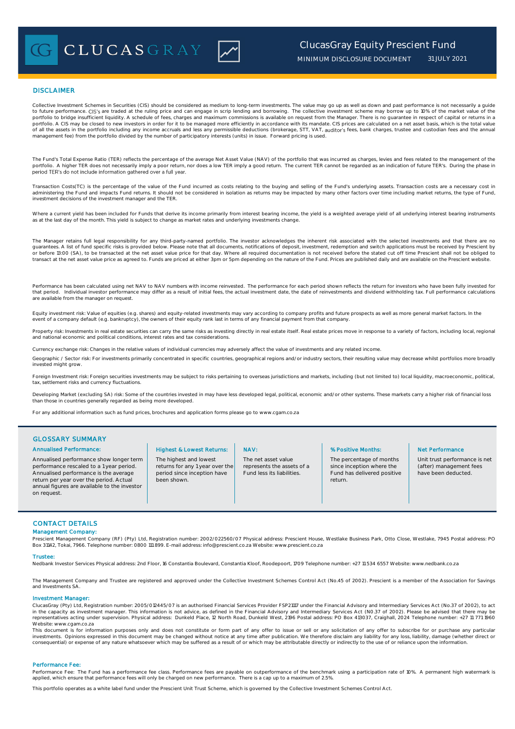# CLUCASGRAY

## ClucasGray Equity Prescient Fund

MINIMUM DISCLOSURE DOCUMENT 31 JULY 2021

## DISCLAIMER

Collective Investment Schemes in Securities (CIS) should be considered as medium to long-term investments. The value may go up as well as down and past performance is not necessarily a guide to future performance. CIS's are traded at the ruling price and can engage in scrip lending and borrowing. The collective investment scheme may borrow up to 10% of the market value of the portfolio to bridge insufficient liquidity. A schedule of fees, charges and maximum commissions is available on request from the Manager. There is no guarantee in respect of capital or returns in a portfolio. A CIS may be closed to new investors in order for it to be managed more efficiently in accordance with its mandate. CIS prices are calculated on a net asset basis, which is the total value of all the assets in the portfolio including any income accruals and less any permissible deductions (brokerage, STT, VAT, auditor's fees, bank charges, trustee and custodian fees and the annual management fee) from the portfolio divided by the number of participatory interests (units) in issue. Forward pricing is used.

The Fund's Total Expense Ratio (TER) reflects the percentage of the average Net Asset Value (NAV) of the portfolio that was incurred as charges, levies and fees related to the management of the portfolio. A higher TER does not necessarily imply a poor return, nor does a low TER imply a good return. The current TER cannot be regarded as an indication of future TER's. During the phase in period TER's do not include information gathered over a full year.

Transaction Costs(TC) is the percentage of the value of the Fund incurred as costs relating to the buying and selling of the Fund's underlying assets. Transaction costs are a necessary cost in administering the Fund and impacts Fund returns. It should not be considered in isolation as returns may be impacted by many other factors over time including market returns, the type of Fund, investment decisions of the investment manager and the TER.

Where a current yield has been included for Funds that derive its income primarily from interest bearing income, the yield is a weighted average yield of all underlying interest bearing instruments as at the last day of the month. This yield is subject to change as market rates and underlying investments change.

The Manager retains full legal responsibility for any third-party-named portfolio. The investor acknowledges the inherent risk associated with the selected investments and that there are no guarantees. A list of fund specific risks is provided below. Please note that all documents, notifications of deposit, investment, redemption and switch applications must be received by Prescient by or before 13:00 (SA), to be transacted at the net asset value price for that day. Where all required documentation is not received before the stated cut off time Prescient shall not be obliged to transact at the net asset value price as agreed to. Funds are priced at either 3pm or 5pm depending on the nature of the Fund. Prices are published daily and are available on the Prescient website.

Performance has been calculated using net NAV to NAV numbers with income reinvested. The performance for each period shown reflects the return for investors who have been fully invested for that period. Individual investor performance may differ as a result of initial fees, the actual investment date, the date of reinvestments and dividend withholding tax. Full performance calculations are available from the manager on request.

Equity investment risk: Value of equities (e.g. shares) and equity-related investments may vary according to company profits and future prospects as well as more general market factors. In the event of a company default (e.g. bankruptcy), the owners of their equity rank last in terms of any financial payment from that company.

Property risk: Investments in real estate securities can carry the same risks as investing directly in real estate itself. Real estate prices move in response to a variety of factors, including local, regional and national economic and political conditions, interest rates and tax considerations.

Currency exchange risk: Changes in the relative values of individual currencies may adversely affect the value of investments and any related income.

Geographic / Sector risk: For investments primarily concentrated in specific countries, geographical regions and/or industry sectors, their resulting value may decrease whilst portfolios more broadly invested might grow.

Foreign Investment risk: Foreign securities investments may be subject to risks pertaining to overseas jurisdictions and markets, including (but not limited to) local liquidity, macroeconomic, political, tax, settlement risks and currency fluctuations.

Developing Market (excluding SA) risk: Some of the countries invested in may have less developed legal, political, economic and/or other systems. These markets carry a higher risk of financial loss than those in countries generally regarded as being more developed.

For any additional information such as fund prices, brochures and application forms please go to www.cgam.co.za

## GLOSSARY SUMMARY

**Annualised Performance:**
Annualised performance show longer term performance rescaled to a 1 year period. Annualised performance is the average return per year over the period. Actual annual figures are available to the investor on request.

**Highest & Lowest Returns:**
The highest and lowest returns for any 1 year over the period since inception have been shown.

**NAV:**
The net asset value represents the assets of a Fund less its liabilities.

**% Positive Months:**
The percentage of months since inception where the Fund has delivered positive return.

**Net Performance**
Unit trust performance is net (after) management fees have been deducted.

## CONTACT DETAILS

### Management Company:

Prescient Management Company (RF) (Pty) Ltd, Registration number: 2002/022560/07 Physical address: Prescient House, Westlake Business Park, Otto Close, Westlake, 7945 Postal address: PO Box 31142, Tokai, 7966. Telephone number: 0800 111 899. E-mail address: info@prescient.co.za Website: www.prescient.co.za

### Trustee:

Nedbank Investor Services Physical address: 2nd Floor, 16 Constantia Boulevard, Constantia Kloof, Roodepoort, 1709 Telephone number: +27 11 534 6557 Website: www.nedbank.co.za

The Management Company and Trustee are registered and approved under the Collective Investment Schemes Control Act (No.45 of 2002). Prescient is a member of the Association for Savings and Investments SA.

### Investment Manager:

ClucasGray (Pty) Ltd, Registration number: 2005/012445/07 is an authorised Financial Services Provider FSP21117 under the Financial Advisory and Intermediary Services Act (No.37 of 2002), to act in the capacity as investment manager. This information is not advice, as defined in the Financial Advisory and Intermediary Services Act (N0.37 of 2002). Please be advised that there may be representatives acting under supervision. Physical address: Dunkeld Place, 12 North Road, Dunkeld West, 2196 Postal address: PO Box 413037, Craighall, 2024 Telephone number: +27 11 771 1960 Website: www.cgam.co.za

This document is for information purposes only and does not constitute or form part of any offer to issue or sell or any solicitation of any offer to subscribe for or purchase any particular investments. Opinions expressed in this document may be changed without notice at any time after publication. We therefore disclaim any liability for any loss, liability, damage (whether direct or consequential) or expense of any nature whatsoever which may be suffered as a result of or which may be attributable directly or indirectly to the use of or reliance upon the information.

### Performance Fee:

Performance Fee: The Fund has a performance fee class. Performance fees are payable on outperformance of the benchmark using a participation rate of 10%. A permanent high watermark is applied, which ensure that performance fees will only be charged on new performance. There is a cap up to a maximum of 2.5%.

This portfolio operates as a white label fund under the Prescient Unit Trust Scheme, which is governed by the Collective Investment Schemes Control Act.